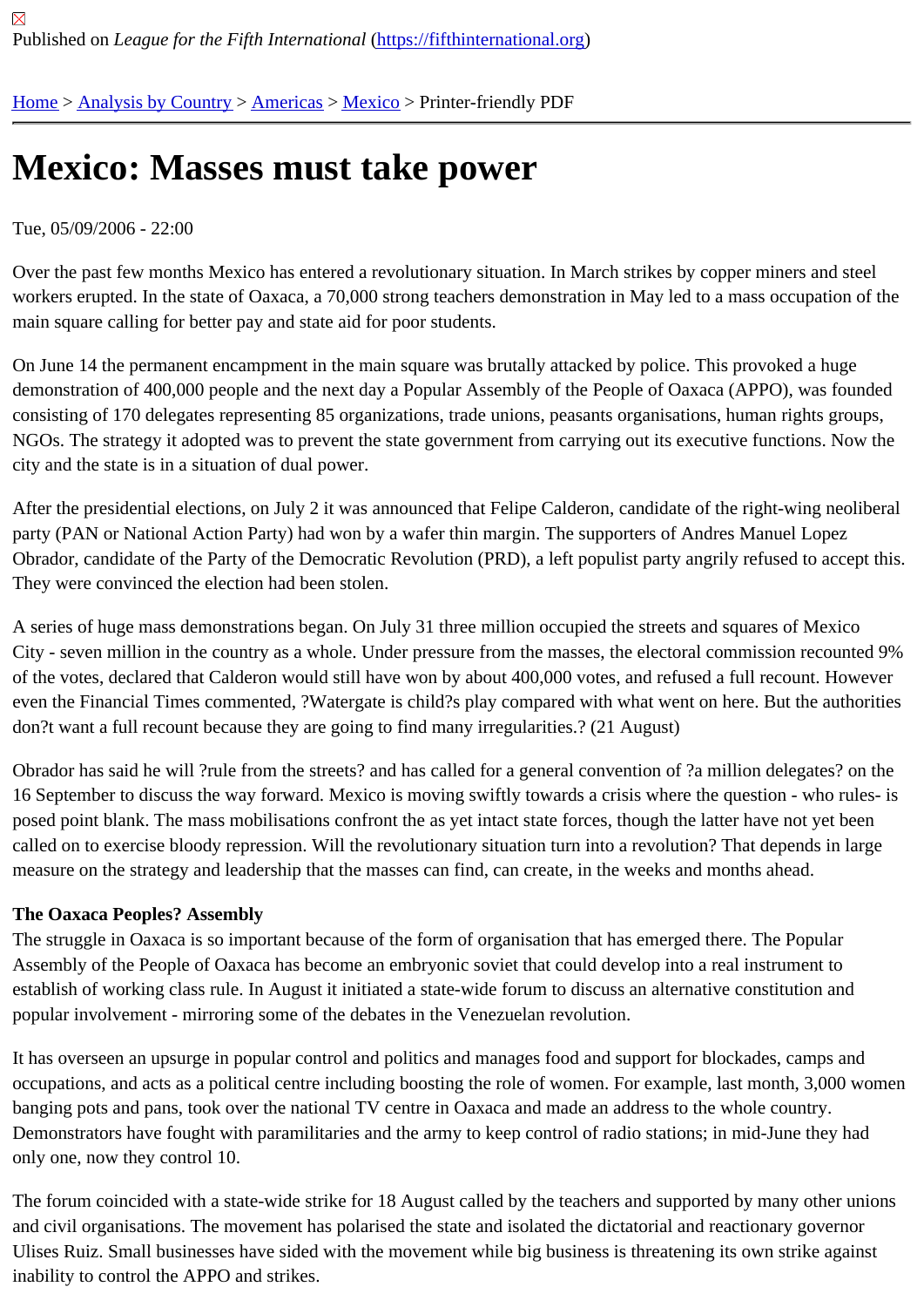Published on *League for the Fifth International* (https://fifthinternational.org)

Home > Analysis by Country > Americas > Mexico > Printer-friendly PDF

# Mexico: Masses must take power

Tue, 05/09/2006 - 22:00

Over the past few months Mexico has entered a revolutionary situation. In March strikes by copper miners and steel workers erupted. In the state of Oaxaca, a 70,000 strong teachers demonstration in May led to a mass occupation of the main square calling for better pay and state aid for poor students.

On June 14 the permanent encampment in the main square was brutally attacked by police. This provoked a huge demonstration of 400,000 people and the next day a Popular Assembly of the People of Oaxaca (APPO), was founded consisting of 170 delegates representing 85 organizations, trade unions, peasants organisations, human rights groups, NGOs. The strategy it adopted was to prevent the state government from carrying out its executive functions. Now the city and the state is in a situation of dual power.

After the presidential elections, on July 2 it was announced that Felipe Calderon, candidate of the right-wing neoliberal party (PAN or National Action Party) had won by a wafer thin margin. The supporters of Andres Manuel Lopez Obrador, candidate of the Party of the Democratic Revolution (PRD), a left populist party angrily refused to accept this. They were convinced the election had been stolen.

A series of huge mass demonstrations began. On July 31 three million occupied the streets and squares of Mexico City - seven million in the country as a whole. Under pressure from the masses, the electoral commission recounted 9% of the votes, declared that Calderon would still have won by about 400,000 votes, and refused a full recount. However even the Financial Times commented, ?Watergate is child?s play compared with what went on here. But the authorities don?t want a full recount because they are going to find many irregularities.? (21 August)

Obrador has said he will ?rule from the streets? and has called for a general convention of ?a million delegates? on the 16 September to discuss the way forward. Mexico is moving swiftly towards a crisis where the question - who rules- is posed point blank. The mass mobilisations confront the as yet intact state forces, though the latter have not yet been called on to exercise bloody repression. Will the revolutionary situation turn into a revolution? That depends in large measure on the strategy and leadership that the masses can find, can create, in the weeks and months ahead.

**The Oaxaca Peoples? Assembly**

The struggle in Oaxaca is so important because of the form of organisation that has emerged there. The Popular Assembly of the People of Oaxaca has become an embryonic soviet that could develop into a real instrument to establish of working class rule. In August it initiated a state-wide forum to discuss an alternative constitution and popular involvement - mirroring some of the debates in the Venezuelan revolution.

It has overseen an upsurge in popular control and politics and manages food and support for blockades, camps and occupations, and acts as a political centre including boosting the role of women. For example, last month, 3,000 women banging pots and pans, took over the national TV centre in Oaxaca and made an address to the whole country. Demonstrators have fought with paramilitaries and the army to keep control of radio stations; in mid-June they had only one, now they control 10.

The forum coincided with a state-wide strike for 18 August called by the teachers and supported by many other unions and civil organisations. The movement has polarised the state and isolated the dictatorial and reactionary governor Ulises Ruiz. Small businesses have sided with the movement while big business is threatening its own strike against inability to control the APPO and strikes.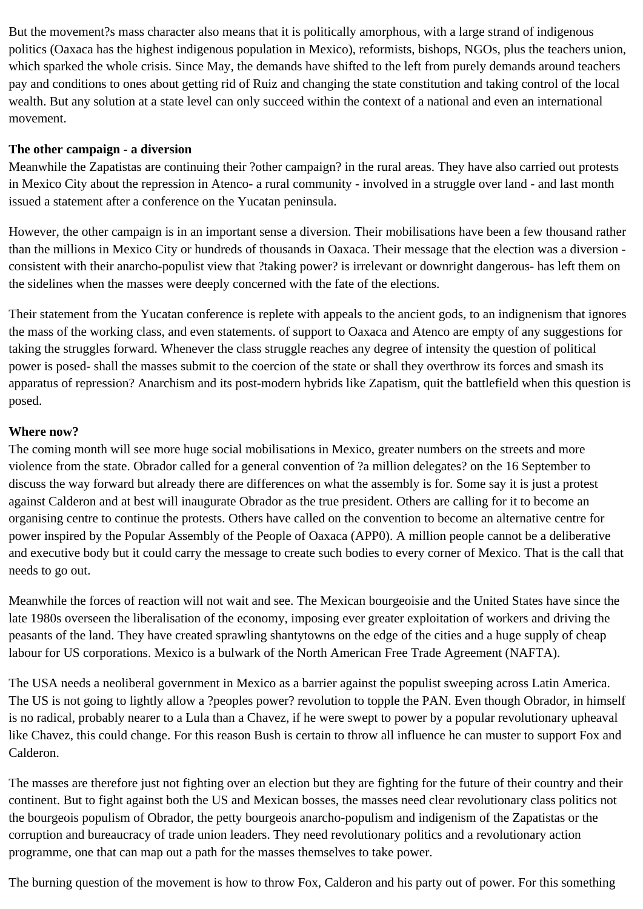But the movement?s mass character also means that it is politically amorphous, with a large strand of indigenous politics (Oaxaca has the highest indigenous population in Mexico), reformists, bishops, NGOs, plus the teachers union, which sparked the whole crisis. Since May, the demands have shifted to the left from purely demands around teachers pay and conditions to ones about getting rid of Ruiz and changing the state constitution and taking control of the local wealth. But any solution at a state level can only succeed within the context of a national and even an international movement.

**The other campaign - a diversion**

Meanwhile the Zapatistas are continuing their ?other campaign? in the rural areas. They have also carried out protests in Mexico City about the repression in Atenco- a rural community - involved in a struggle over land - and last month issued a statement after a conference on the Yucatan peninsula.

However, the other campaign is in an important sense a diversion. Their mobilisations have been a few thousand rather than the millions in Mexico City or hundreds of thousands in Oaxaca. Their message that the election was a diversion - consistent with their anarcho-populist view that ?taking power? is irrelevant or downright dangerous- has left them on the sidelines when the masses were deeply concerned with the fate of the elections.

Their statement from the Yucatan conference is replete with appeals to the ancient gods, to an indignenism that ignores the mass of the working class, and even statements. of support to Oaxaca and Atenco are empty of any suggestions for taking the struggles forward. Whenever the class struggle reaches any degree of intensity the question of political power is posed- shall the masses submit to the coercion of the state or shall they overthrow its forces and smash its apparatus of repression? Anarchism and its post-modern hybrids like Zapatism, quit the battlefield when this question is posed.

**Where now?**

The coming month will see more huge social mobilisations in Mexico, greater numbers on the streets and more violence from the state. Obrador called for a general convention of ?a million delegates? on the 16 September to discuss the way forward but already there are differences on what the assembly is for. Some say it is just a protest against Calderon and at best will inaugurate Obrador as the true president. Others are calling for it to become an organising centre to continue the protests. Others have called on the convention to become an alternative centre for power inspired by the Popular Assembly of the People of Oaxaca (APP0). A million people cannot be a deliberative and executive body but it could carry the message to create such bodies to every corner of Mexico. That is the call that needs to go out.

Meanwhile the forces of reaction will not wait and see. The Mexican bourgeoisie and the United States have since the late 1980s overseen the liberalisation of the economy, imposing ever greater exploitation of workers and driving the peasants of the land. They have created sprawling shantytowns on the edge of the cities and a huge supply of cheap labour for US corporations. Mexico is a bulwark of the North American Free Trade Agreement (NAFTA).

The USA needs a neoliberal government in Mexico as a barrier against the populist sweeping across Latin America. The US is not going to lightly allow a ?peoples power? revolution to topple the PAN. Even though Obrador, in himself is no radical, probably nearer to a Lula than a Chavez, if he were swept to power by a popular revolutionary upheaval like Chavez, this could change. For this reason Bush is certain to throw all influence he can muster to support Fox and Calderon.

The masses are therefore just not fighting over an election but they are fighting for the future of their country and their continent. But to fight against both the US and Mexican bosses, the masses need clear revolutionary class politics not the bourgeois populism of Obrador, the petty bourgeois anarcho-populism and indigenism of the Zapatistas or the corruption and bureaucracy of trade union leaders. They need revolutionary politics and a revolutionary action programme, one that can map out a path for the masses themselves to take power.

The burning question of the movement is how to throw Fox, Calderon and his party out of power. For this something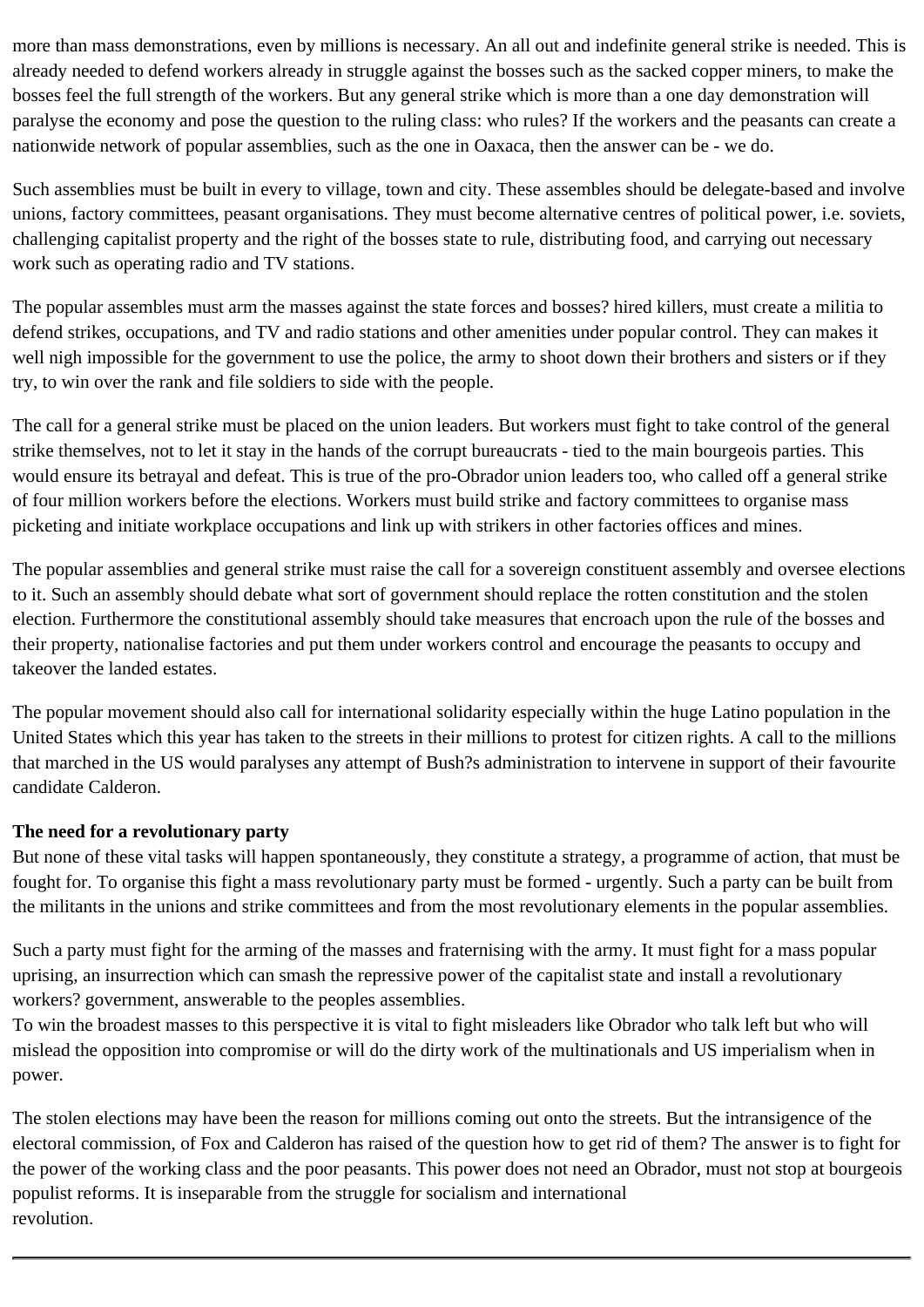more than mass demonstrations, even by millions is necessary. An all out and indefinite general strike is needed. This is already needed to defend workers already in struggle against the bosses such as the sacked copper miners, to make the bosses feel the full strength of the workers. But any general strike which is more than a one day demonstration will paralyse the economy and pose the question to the ruling class: who rules? If the workers and the peasants can create a nationwide network of popular assemblies, such as the one in Oaxaca, then the answer can be - we do.

Such assemblies must be built in every to village, town and city. These assembles should be delegate-based and involve unions, factory committees, peasant organisations. They must become alternative centres of political power, i.e. soviets, challenging capitalist property and the right of the bosses state to rule, distributing food, and carrying out necessary work such as operating radio and TV stations.

The popular assembles must arm the masses against the state forces and bosses? hired killers, must create a militia to defend strikes, occupations, and TV and radio stations and other amenities under popular control. They can makes it well nigh impossible for the government to use the police, the army to shoot down their brothers and sisters or if they try, to win over the rank and file soldiers to side with the people.

The call for a general strike must be placed on the union leaders. But workers must fight to take control of the general strike themselves, not to let it stay in the hands of the corrupt bureaucrats - tied to the main bourgeois parties. This would ensure its betrayal and defeat. This is true of the pro-Obrador union leaders too, who called off a general strike of four million workers before the elections. Workers must build strike and factory committees to organise mass picketing and initiate workplace occupations and link up with strikers in other factories offices and mines.

The popular assemblies and general strike must raise the call for a sovereign constituent assembly and oversee elections to it. Such an assembly should debate what sort of government should replace the rotten constitution and the stolen election. Furthermore the constitutional assembly should take measures that encroach upon the rule of the bosses and their property, nationalise factories and put them under workers control and encourage the peasants to occupy and takeover the landed estates.

The popular movement should also call for international solidarity especially within the huge Latino population in the United States which this year has taken to the streets in their millions to protest for citizen rights. A call to the millions that marched in the US would paralyses any attempt of Bush?s administration to intervene in support of their favourite candidate Calderon.

**The need for a revolutionary party**

But none of these vital tasks will happen spontaneously, they constitute a strategy, a programme of action, that must be fought for. To organise this fight a mass revolutionary party must be formed - urgently. Such a party can be built from the militants in the unions and strike committees and from the most revolutionary elements in the popular assemblies.

Such a party must fight for the arming of the masses and fraternising with the army. It must fight for a mass popular uprising, an insurrection which can smash the repressive power of the capitalist state and install a revolutionary workers? government, answerable to the peoples assemblies.

To win the broadest masses to this perspective it is vital to fight misleaders like Obrador who talk left but who will mislead the opposition into compromise or will do the dirty work of the multinationals and US imperialism when in power.

The stolen elections may have been the reason for millions coming out onto the streets. But the intransigence of the electoral commission, of Fox and Calderon has raised of the question how to get rid of them? The answer is to fight for the power of the working class and the poor peasants. This power does not need an Obrador, must not stop at bourgeois populist reforms. It is inseparable from the struggle for socialism and international revolution.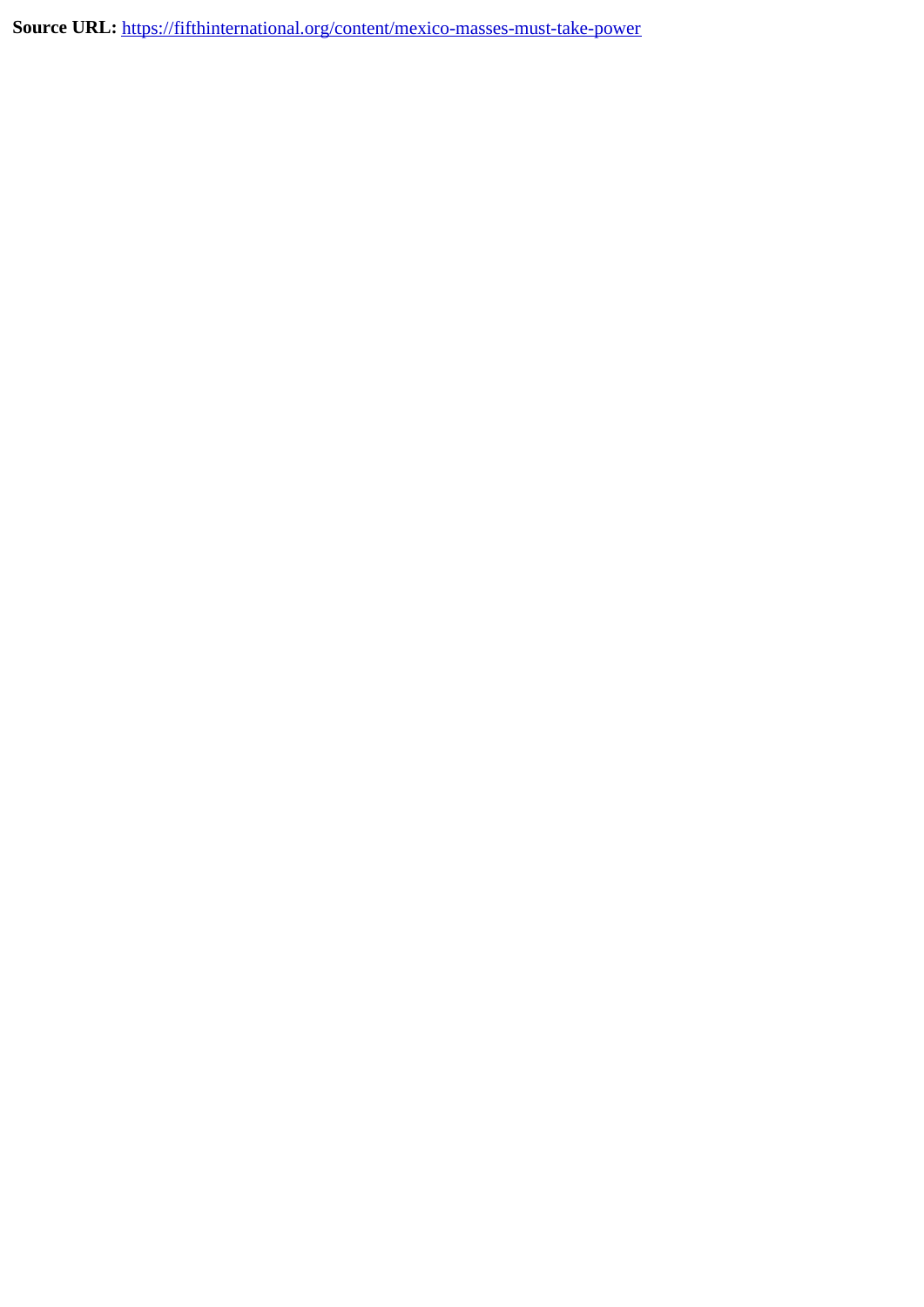**Source URL:** https://fifthinternational.org/content/mexico-masses-must-take-power